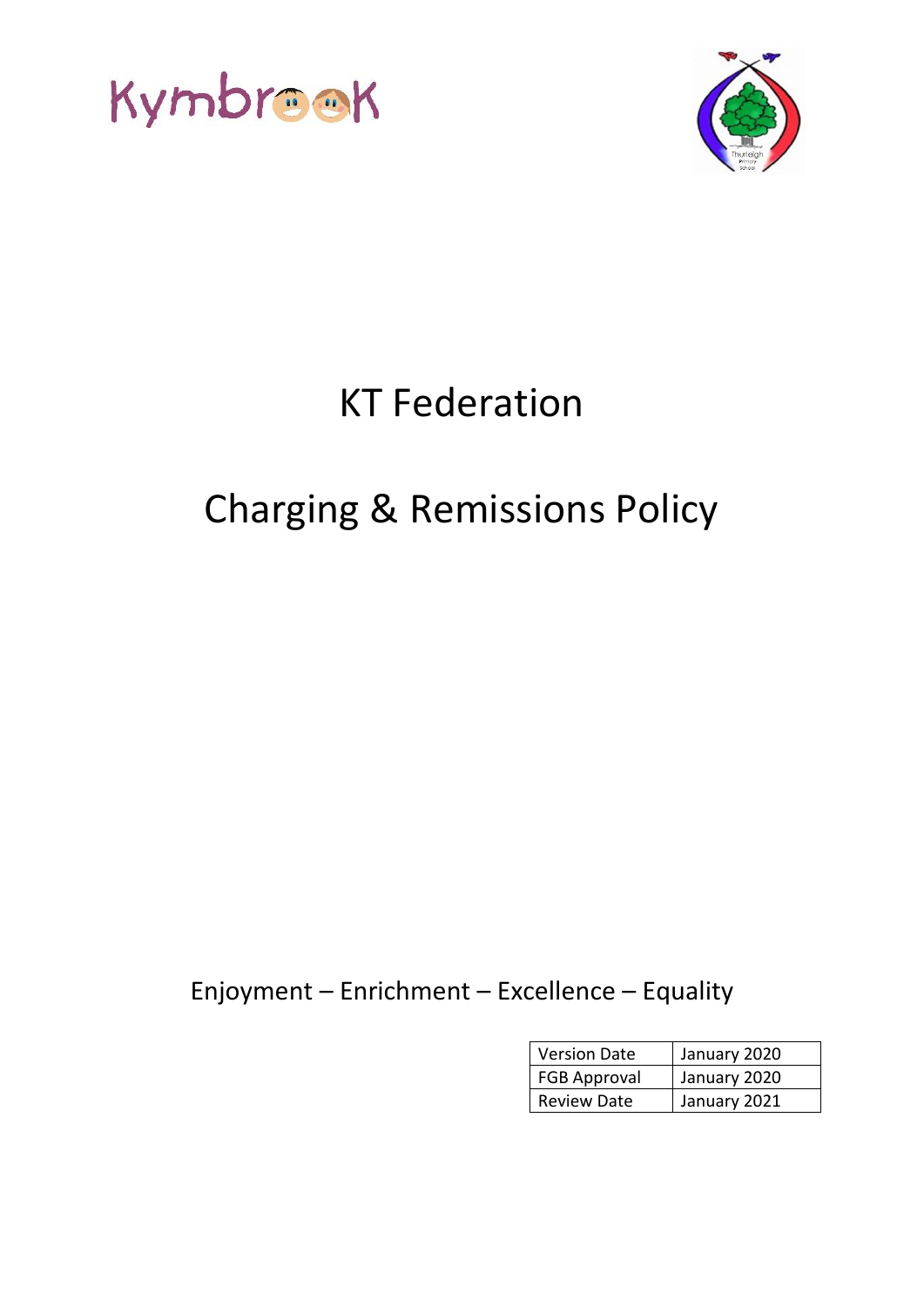Kymbrook

# KT Federation

# Charging & Remissions Policy

Enjoyment – Enrichment – Excellence – Equality

| Version Date | January 2020 |
| --- | --- |
| FGB Approval | January 2020 |
| Review Date | January 2021 |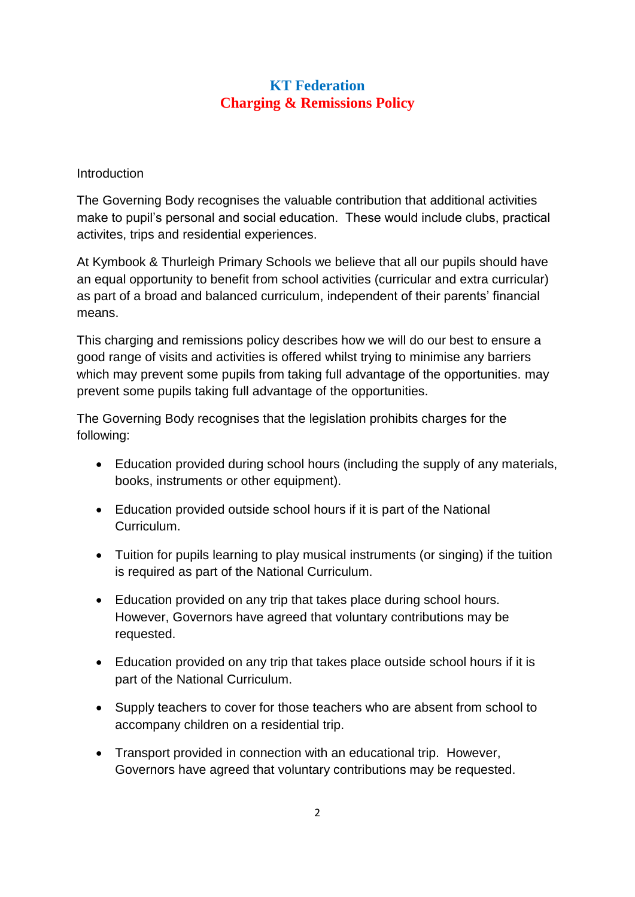# KT Federation
# Charging & Remissions Policy

Introduction

The Governing Body recognises the valuable contribution that additional activities make to pupil's personal and social education. These would include clubs, practical activites, trips and residential experiences.

At Kymbook & Thurleigh Primary Schools we believe that all our pupils should have an equal opportunity to benefit from school activities (curricular and extra curricular) as part of a broad and balanced curriculum, independent of their parents' financial means.

This charging and remissions policy describes how we will do our best to ensure a good range of visits and activities is offered whilst trying to minimise any barriers which may prevent some pupils from taking full advantage of the opportunities. may prevent some pupils taking full advantage of the opportunities.

The Governing Body recognises that the legislation prohibits charges for the following:

- Education provided during school hours (including the supply of any materials, books, instruments or other equipment).
- Education provided outside school hours if it is part of the National Curriculum.
- Tuition for pupils learning to play musical instruments (or singing) if the tuition is required as part of the National Curriculum.
- Education provided on any trip that takes place during school hours. However, Governors have agreed that voluntary contributions may be requested.
- Education provided on any trip that takes place outside school hours if it is part of the National Curriculum.
- Supply teachers to cover for those teachers who are absent from school to accompany children on a residential trip.
- Transport provided in connection with an educational trip. However, Governors have agreed that voluntary contributions may be requested.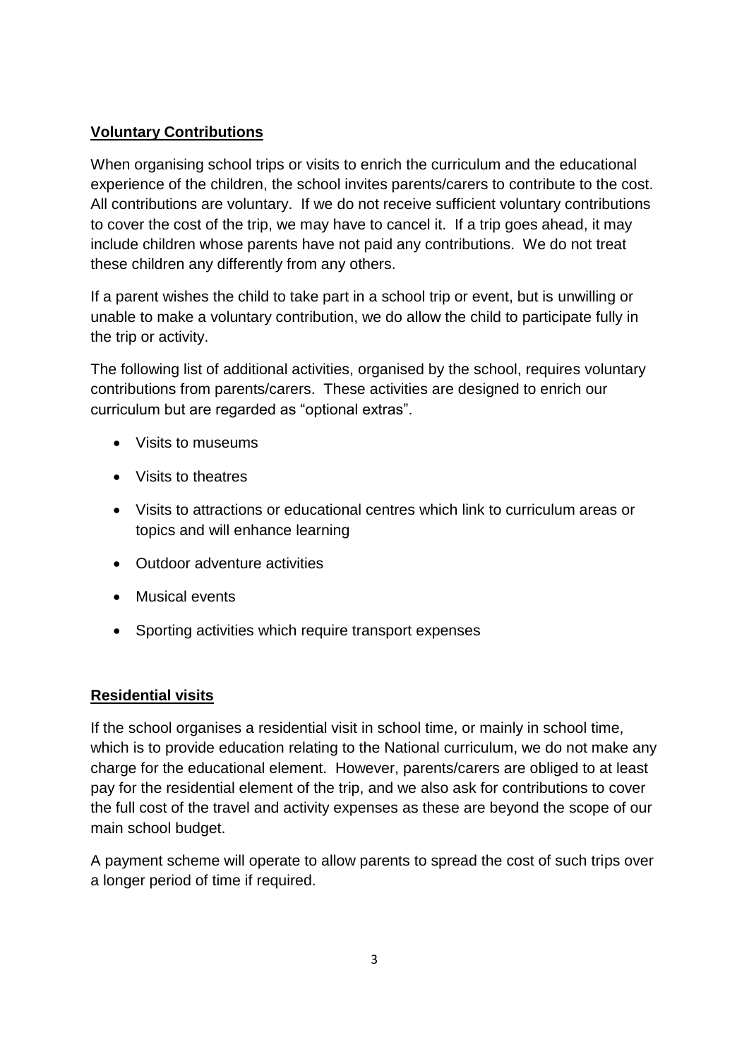## Voluntary Contributions

When organising school trips or visits to enrich the curriculum and the educational experience of the children, the school invites parents/carers to contribute to the cost. All contributions are voluntary. If we do not receive sufficient voluntary contributions to cover the cost of the trip, we may have to cancel it. If a trip goes ahead, it may include children whose parents have not paid any contributions. We do not treat these children any differently from any others.

If a parent wishes the child to take part in a school trip or event, but is unwilling or unable to make a voluntary contribution, we do allow the child to participate fully in the trip or activity.

The following list of additional activities, organised by the school, requires voluntary contributions from parents/carers. These activities are designed to enrich our curriculum but are regarded as "optional extras".

- Visits to museums
- Visits to theatres
- Visits to attractions or educational centres which link to curriculum areas or topics and will enhance learning
- Outdoor adventure activities
- Musical events
- Sporting activities which require transport expenses

## Residential visits

If the school organises a residential visit in school time, or mainly in school time, which is to provide education relating to the National curriculum, we do not make any charge for the educational element. However, parents/carers are obliged to at least pay for the residential element of the trip, and we also ask for contributions to cover the full cost of the travel and activity expenses as these are beyond the scope of our main school budget.

A payment scheme will operate to allow parents to spread the cost of such trips over a longer period of time if required.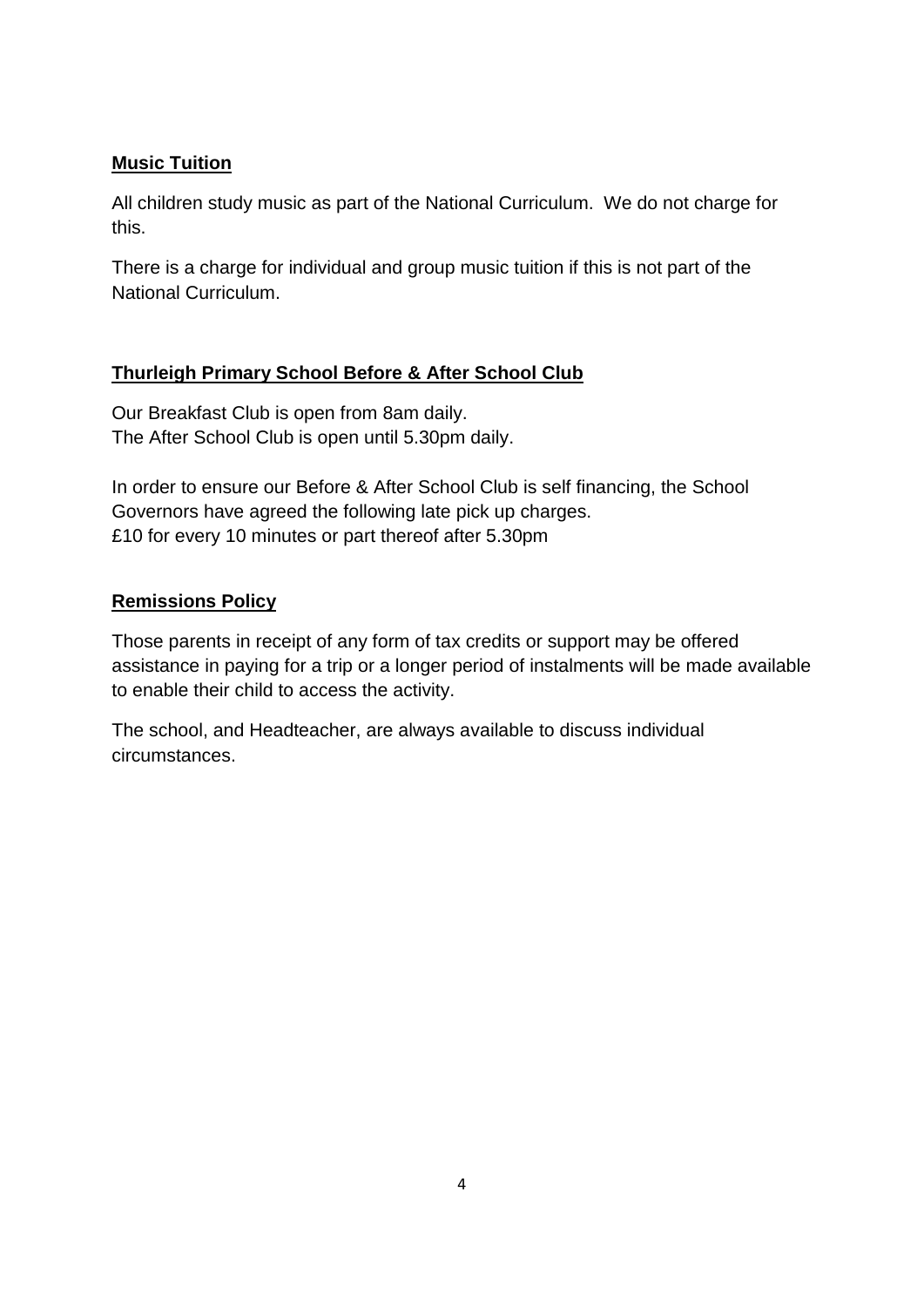## Music Tuition

All children study music as part of the National Curriculum. We do not charge for this.

There is a charge for individual and group music tuition if this is not part of the National Curriculum.

## Thurleigh Primary School Before & After School Club

Our Breakfast Club is open from 8am daily.
The After School Club is open until 5.30pm daily.

In order to ensure our Before & After School Club is self financing, the School Governors have agreed the following late pick up charges.
£10 for every 10 minutes or part thereof after 5.30pm

## Remissions Policy

Those parents in receipt of any form of tax credits or support may be offered assistance in paying for a trip or a longer period of instalments will be made available to enable their child to access the activity.

The school, and Headteacher, are always available to discuss individual circumstances.